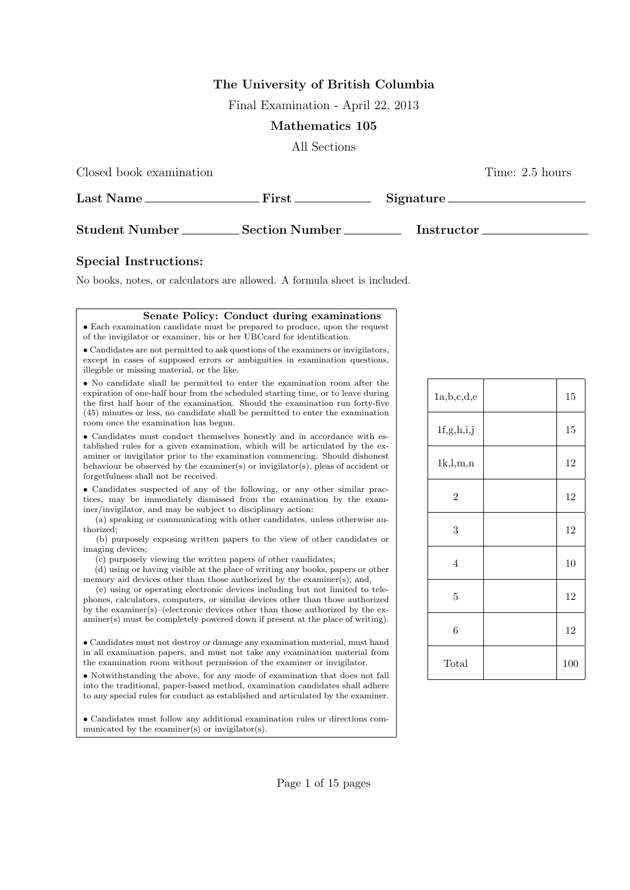**The University of British Columbia**

Final Examination - April 22, 2013

**Mathematics 105**

All Sections

Closed book examination Time: 2.5 hours

**Last Name** \_\_\_\_\_\_\_\_\_\_\_\_\_\_\_\_ **First** \_\_\_\_\_\_\_\_\_\_\_\_ **Signature** \_\_\_\_\_\_\_\_\_\_\_\_\_\_\_\_

**Student Number** \_\_\_\_\_\_\_\_ **Section Number** \_\_\_\_\_\_\_\_ **Instructor** \_\_\_\_\_\_\_\_\_\_\_\_\_\_

## Special Instructions:

No books, notes, or calculators are allowed. A formula sheet is included.

**Senate Policy: Conduct during examinations**

- Each examination candidate must be prepared to produce, upon the request of the invigilator or examiner, his or her UBCcard for identification.
- Candidates are not permitted to ask questions of the examiners or invigilators, except in cases of supposed errors or ambiguities in examination questions, illegible or missing material, or the like.
- No candidate shall be permitted to enter the examination room after the expiration of one-half hour from the scheduled starting time, or to leave during the first half hour of the examination. Should the examination run forty-five (45) minutes or less, no candidate shall be permitted to enter the examination room once the examination has begun.
- Candidates must conduct themselves honestly and in accordance with established rules for a given examination, which will be articulated by the examiner or invigilator prior to the examination commencing. Should dishonest behaviour be observed by the examiner(s) or invigilator(s), pleas of accident or forgetfulness shall not be received.
- Candidates suspected of any of the following, or any other similar practices, may be immediately dismissed from the examination by the examiner/invigilator, and may be subject to disciplinary action:
  (a) speaking or communicating with other candidates, unless otherwise authorized;
  (b) purposely exposing written papers to the view of other candidates or imaging devices;
  (c) purposely viewing the written papers of other candidates;
  (d) using or having visible at the place of writing any books, papers or other memory aid devices other than those authorized by the examiner(s); and,
  (e) using or operating electronic devices including but not limited to telephones, calculators, computers, or similar devices other than those authorized by the examiner(s)–(electronic devices other than those authorized by the examiner(s) must be completely powered down if present at the place of writing).
- Candidates must not destroy or damage any examination material, must hand in all examination papers, and must not take any examination material from the examination room without permission of the examiner or invigilator.
- Notwithstanding the above, for any mode of examination that does not fall into the traditional, paper-based method, examination candidates shall adhere to any special rules for conduct as established and articulated by the examiner.
- Candidates must follow any additional examination rules or directions communicated by the examiner(s) or invigilator(s).

| Question | Score | Points |
|---|---|---|
| 1a,b,c,d,e | | 15 |
| 1f,g,h,i,j | | 15 |
| 1k,l,m,n | | 12 |
| 2 | | 12 |
| 3 | | 12 |
| 4 | | 10 |
| 5 | | 12 |
| 6 | | 12 |
| Total | | 100 |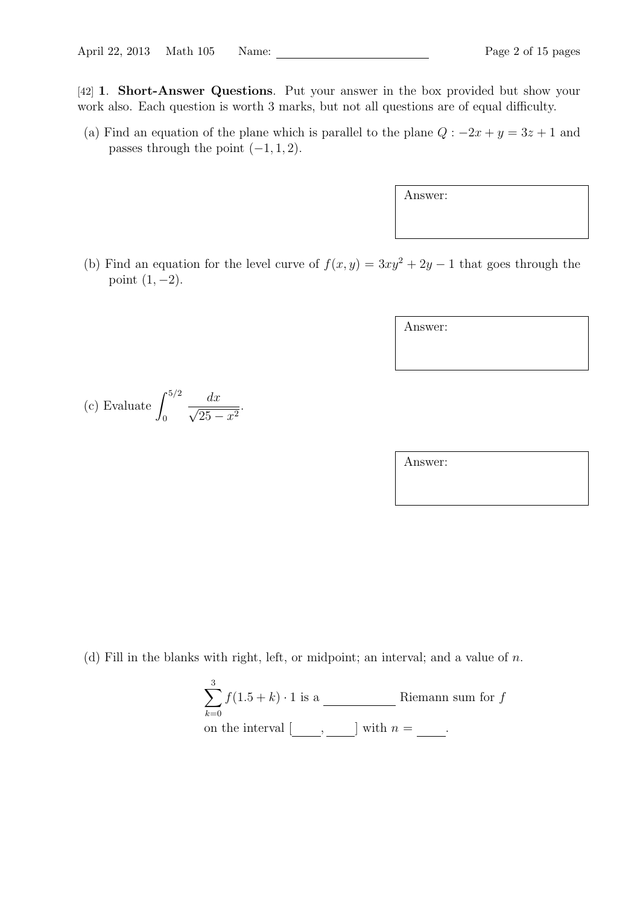[42] **1**. **Short-Answer Questions**. Put your answer in the box provided but show your work also. Each question is worth 3 marks, but not all questions are of equal difficulty.

(a) Find an equation of the plane which is parallel to the plane $Q: -2x + y = 3z + 1$ and passes through the point $(-1, 1, 2)$.

Answer:

(b) Find an equation for the level curve of $f(x, y) = 3xy^2 + 2y - 1$ that goes through the point $(1, -2)$.

Answer:

(c) Evaluate $\displaystyle\int_0^{5/2} \frac{dx}{\sqrt{25 - x^2}}$.

Answer:

(d) Fill in the blanks with right, left, or midpoint; an interval; and a value of $n$.

$$\sum_{k=0}^{3} f(1.5 + k) \cdot 1 \text{ is a } \underline{\hspace{2cm}} \text{ Riemann sum for } f$$

on the interval [____, ____] with $n =$ ____.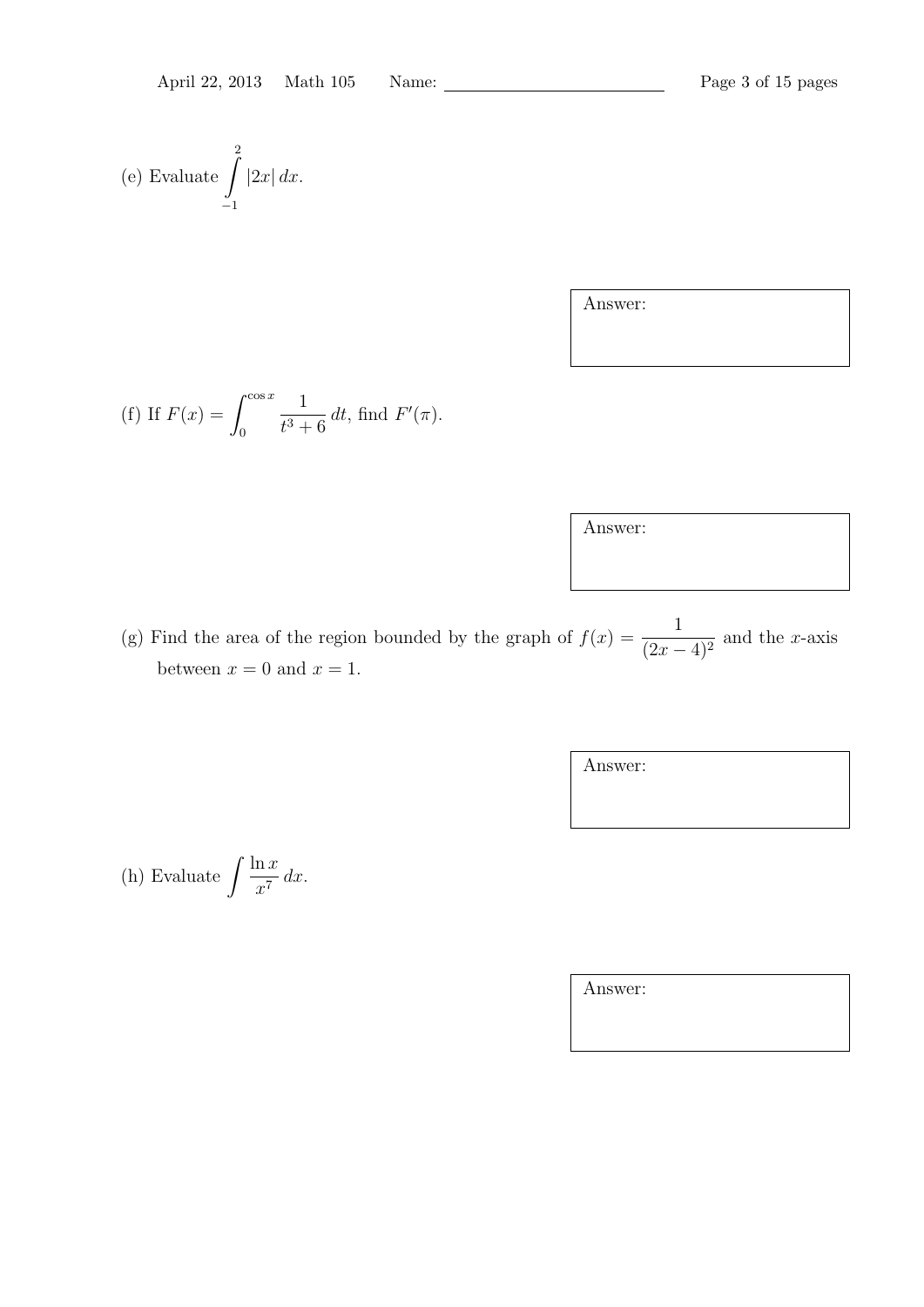(e) Evaluate $\displaystyle\int_{-1}^{2} |2x|\, dx$.

Answer:

(f) If $F(x) = \displaystyle\int_{0}^{\cos x} \frac{1}{t^3+6}\, dt$, find $F'(\pi)$.

Answer:

(g) Find the area of the region bounded by the graph of $f(x) = \dfrac{1}{(2x-4)^2}$ and the $x$-axis between $x = 0$ and $x = 1$.

Answer:

(h) Evaluate $\displaystyle\int \frac{\ln x}{x^7}\, dx$.

Answer: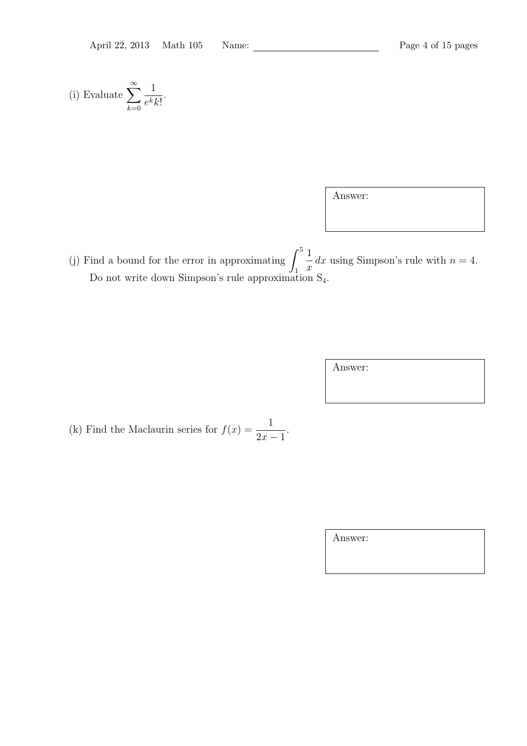(i) Evaluate $\displaystyle\sum_{k=0}^{\infty} \frac{1}{e^k k!}$.

Answer:

(j) Find a bound for the error in approximating $\displaystyle\int_1^5 \frac{1}{x}\,dx$ using Simpson's rule with $n = 4$. Do not write down Simpson's rule approximation $S_4$.

Answer:

(k) Find the Maclaurin series for $f(x) = \dfrac{1}{2x-1}$.

Answer: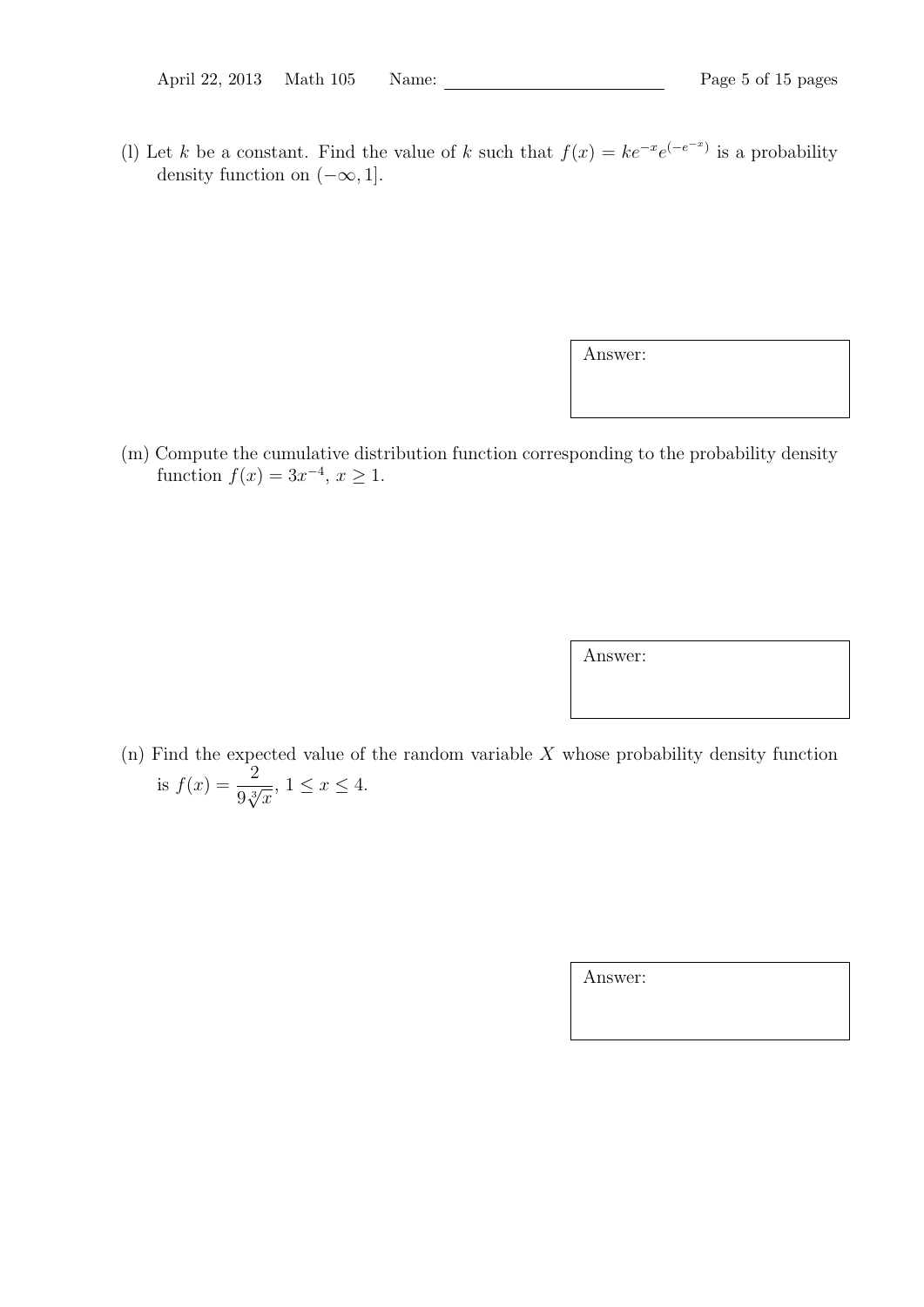(l) Let $k$ be a constant. Find the value of $k$ such that $f(x) = ke^{-x}e^{(-e^{-x})}$ is a probability density function on $(-\infty, 1]$.

Answer:

(m) Compute the cumulative distribution function corresponding to the probability density function $f(x) = 3x^{-4}$, $x \geq 1$.

Answer:

(n) Find the expected value of the random variable $X$ whose probability density function is $f(x) = \dfrac{2}{9\sqrt[3]{x}}$, $1 \leq x \leq 4$.

Answer: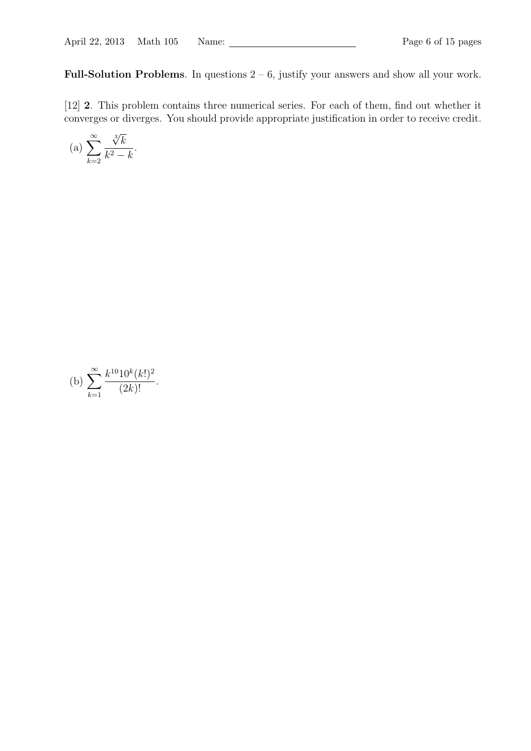**Full-Solution Problems**. In questions 2 – 6, justify your answers and show all your work.

[12] **2**. This problem contains three numerical series. For each of them, find out whether it converges or diverges. You should provide appropriate justification in order to receive credit.

(a) $\displaystyle\sum_{k=2}^{\infty} \frac{\sqrt[3]{k}}{k^2 - k}$.

(b) $\displaystyle\sum_{k=1}^{\infty} \frac{k^{10} 10^k (k!)^2}{(2k)!}$.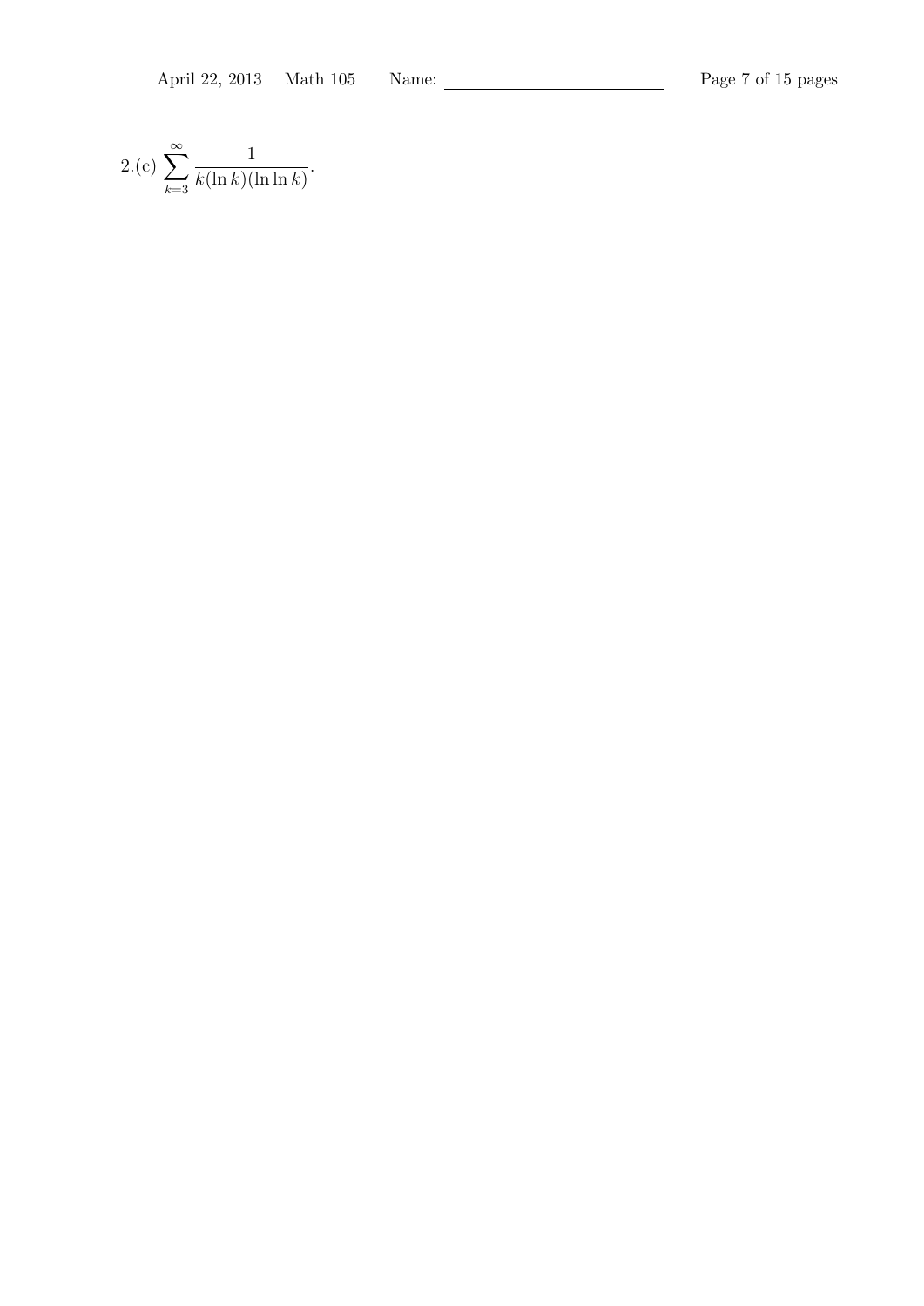2.(c) $\sum_{k=3}^{\infty} \frac{1}{k(\ln k)(\ln \ln k)}$.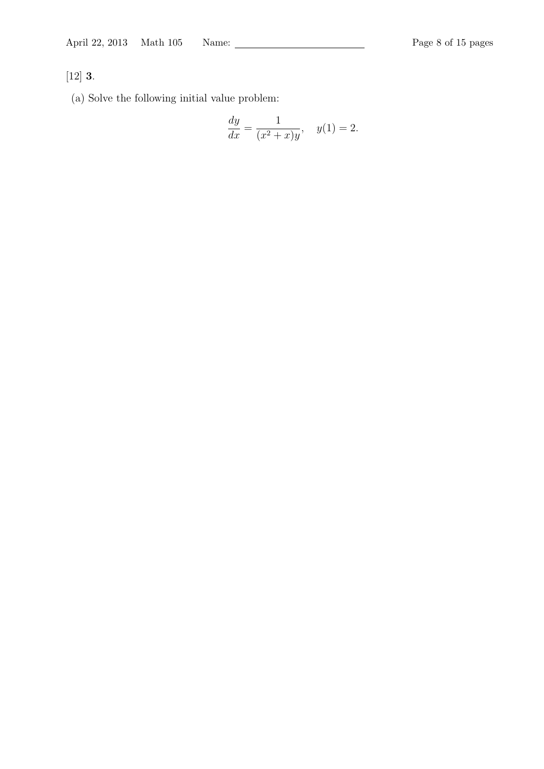[12] **3**.

(a) Solve the following initial value problem:

$$\frac{dy}{dx} = \frac{1}{(x^2 + x)y}, \quad y(1) = 2.$$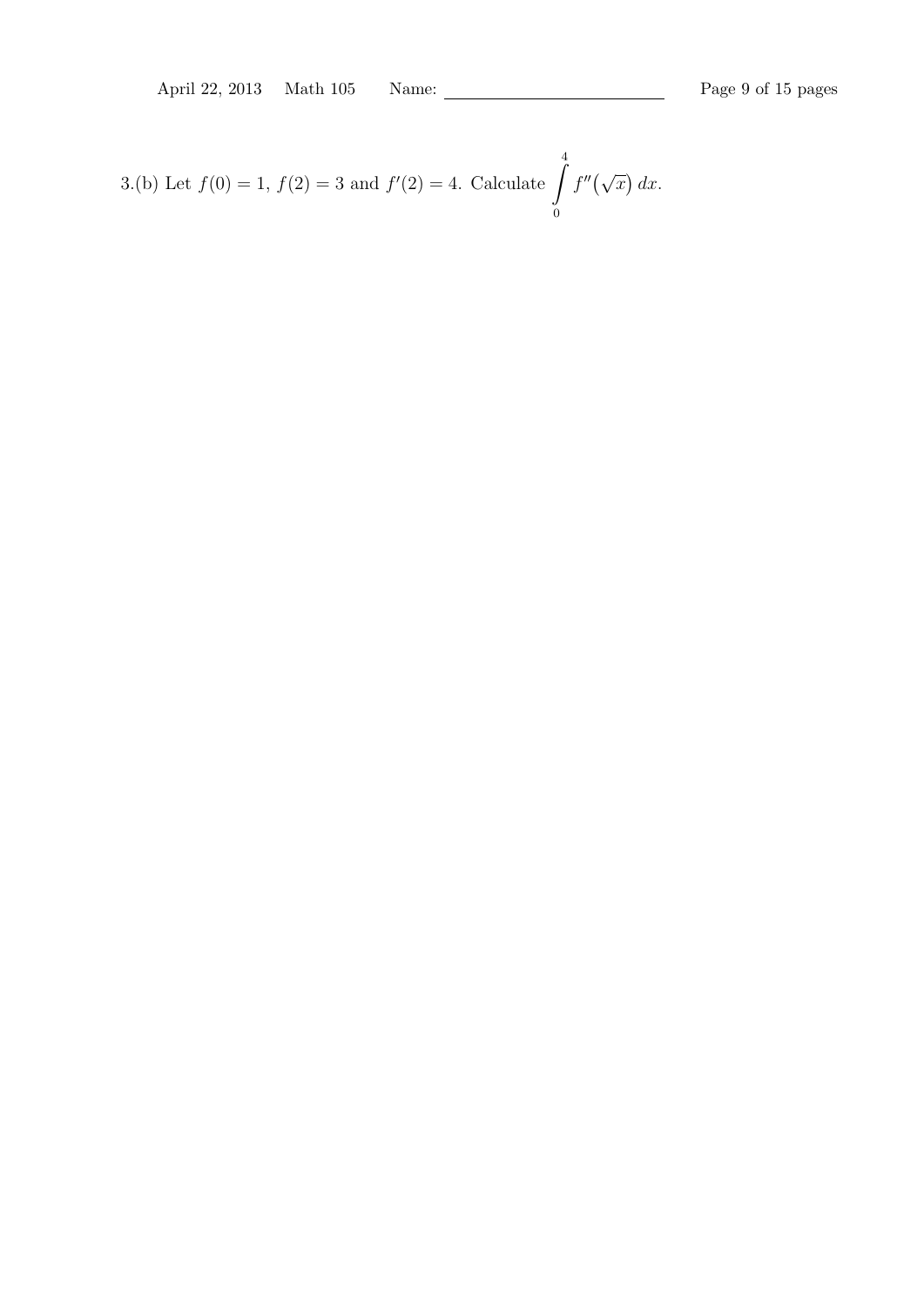3.(b) Let $f(0) = 1$, $f(2) = 3$ and $f'(2) = 4$. Calculate $\int_0^4 f''(\sqrt{x})\, dx$.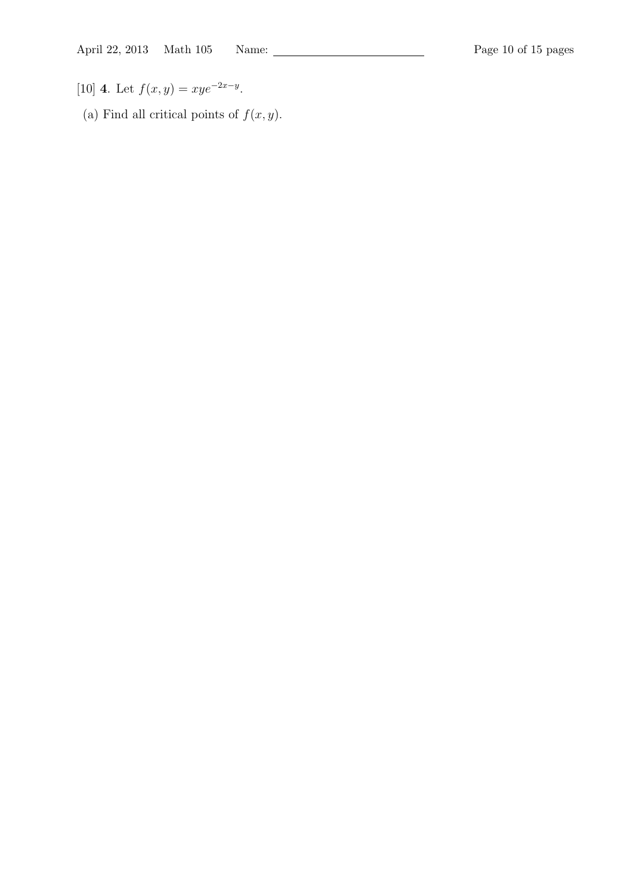[10] **4**. Let $f(x, y) = xye^{-2x-y}$.

(a) Find all critical points of $f(x, y)$.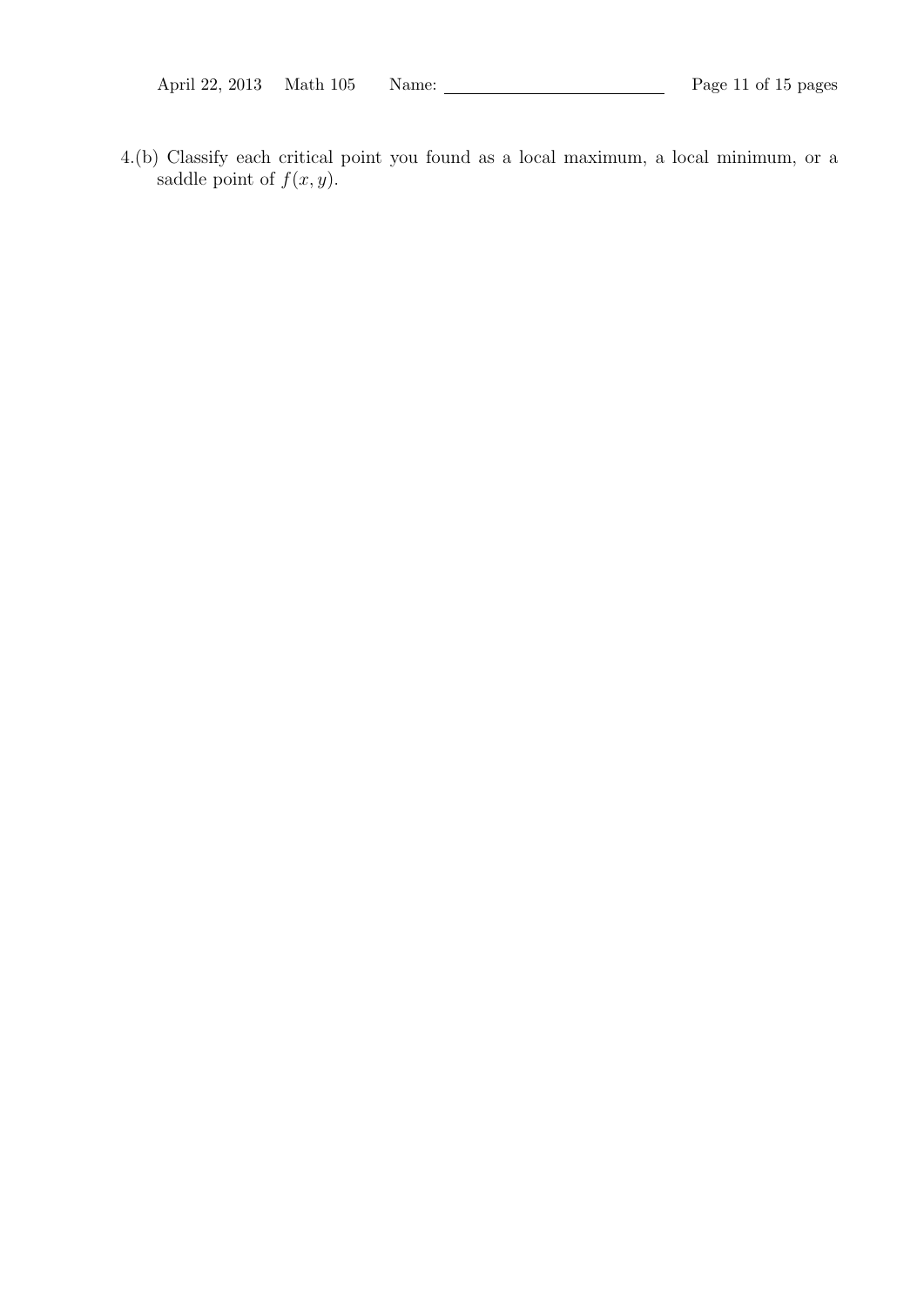4.(b) Classify each critical point you found as a local maximum, a local minimum, or a saddle point of $f(x, y)$.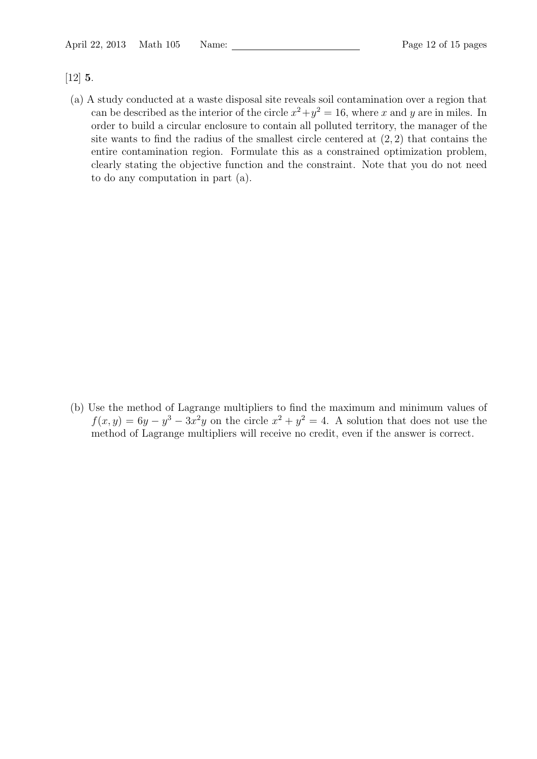[12] **5.**

(a) A study conducted at a waste disposal site reveals soil contamination over a region that can be described as the interior of the circle $x^2+y^2 = 16$, where $x$ and $y$ are in miles. In order to build a circular enclosure to contain all polluted territory, the manager of the site wants to find the radius of the smallest circle centered at $(2, 2)$ that contains the entire contamination region. Formulate this as a constrained optimization problem, clearly stating the objective function and the constraint. Note that you do not need to do any computation in part (a).

(b) Use the method of Lagrange multipliers to find the maximum and minimum values of $f(x, y) = 6y - y^3 - 3x^2y$ on the circle $x^2 + y^2 = 4$. A solution that does not use the method of Lagrange multipliers will receive no credit, even if the answer is correct.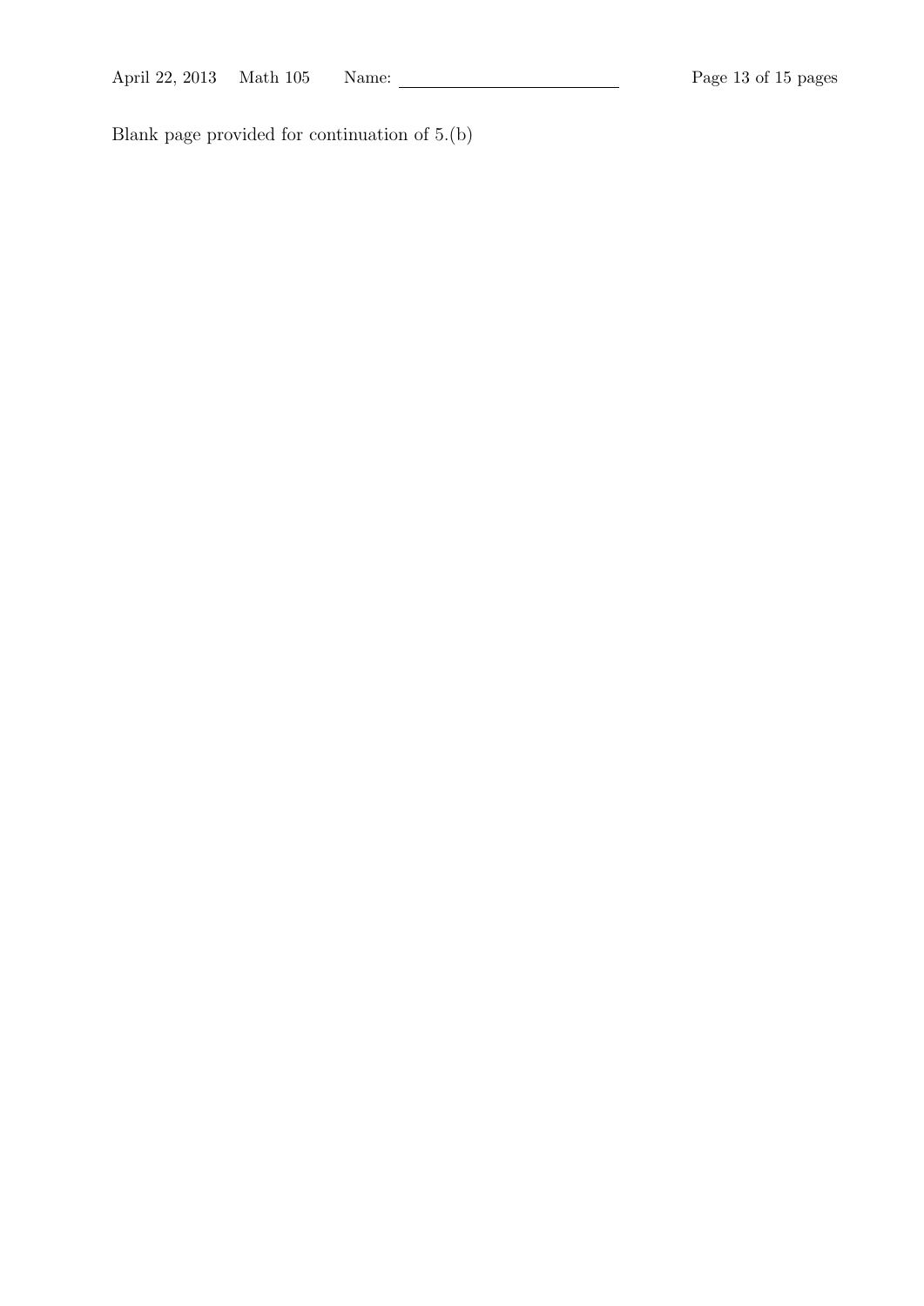Blank page provided for continuation of 5.(b)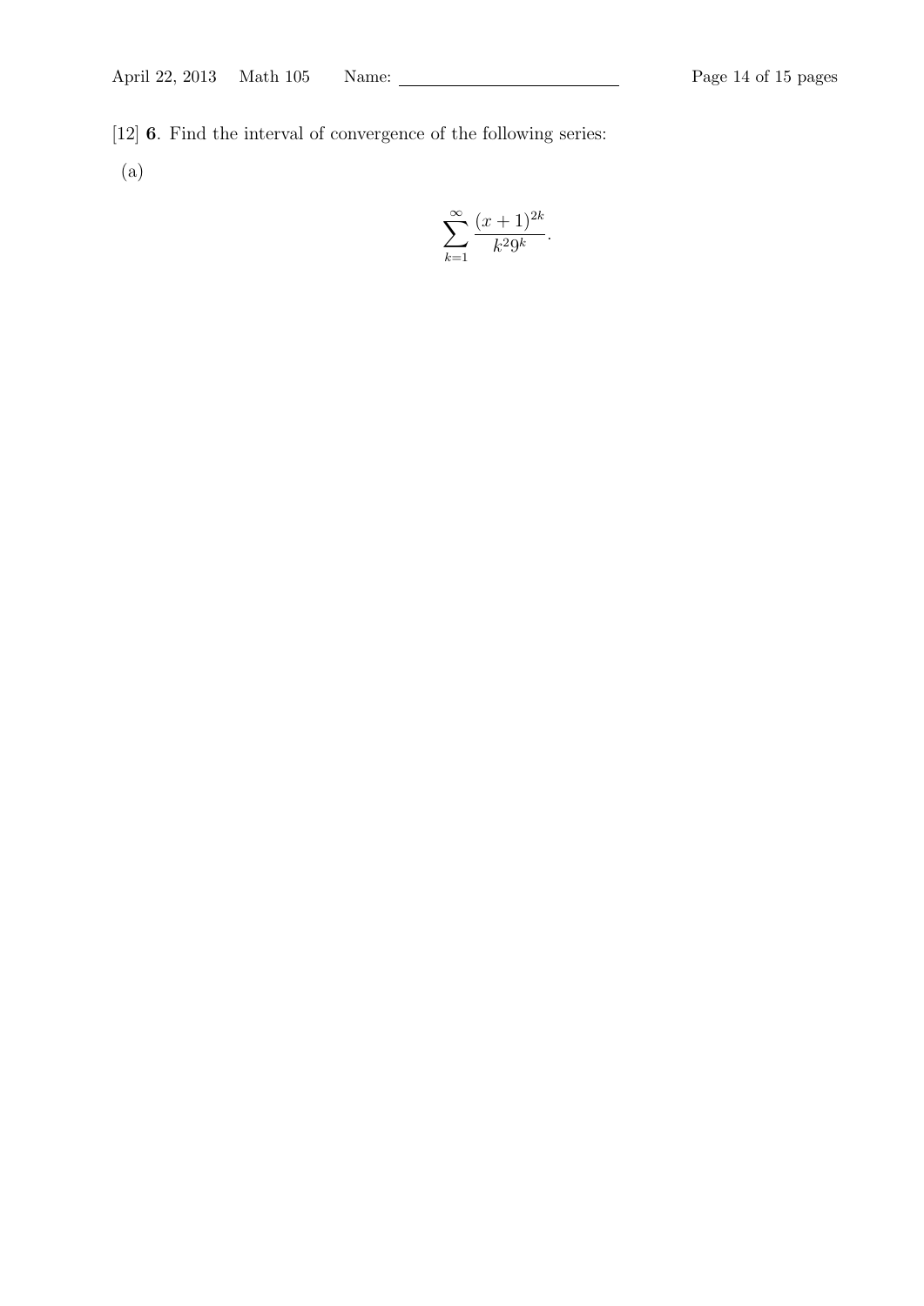[12] **6**. Find the interval of convergence of the following series:

(a)

$$\sum_{k=1}^{\infty} \frac{(x+1)^{2k}}{k^2 9^k}.$$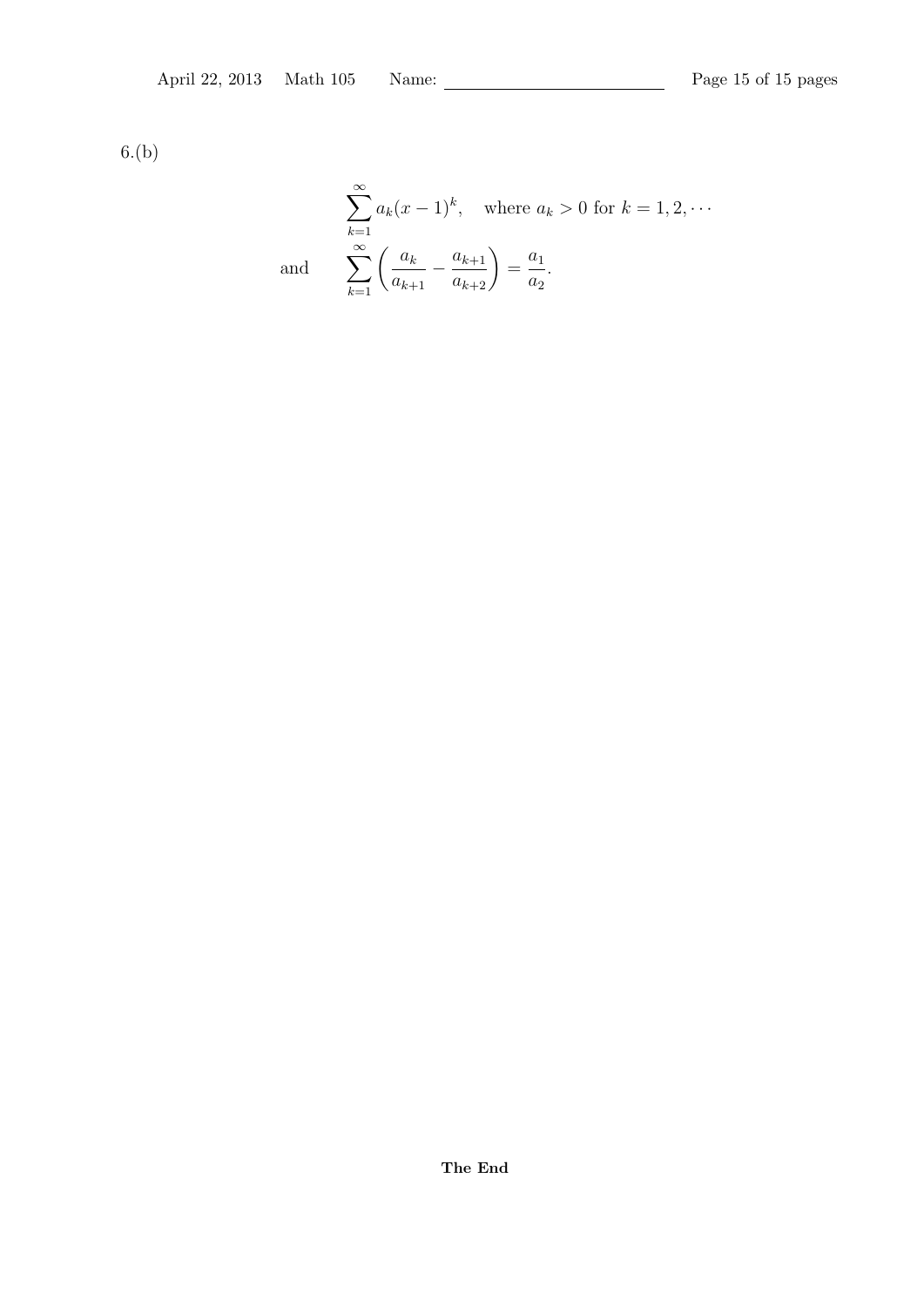6.(b)

$$\sum_{k=1}^{\infty} a_k (x-1)^k, \quad \text{where } a_k > 0 \text{ for } k = 1, 2, \cdots$$

$$\text{and} \qquad \sum_{k=1}^{\infty} \left( \frac{a_k}{a_{k+1}} - \frac{a_{k+1}}{a_{k+2}} \right) = \frac{a_1}{a_2}.$$

**The End**